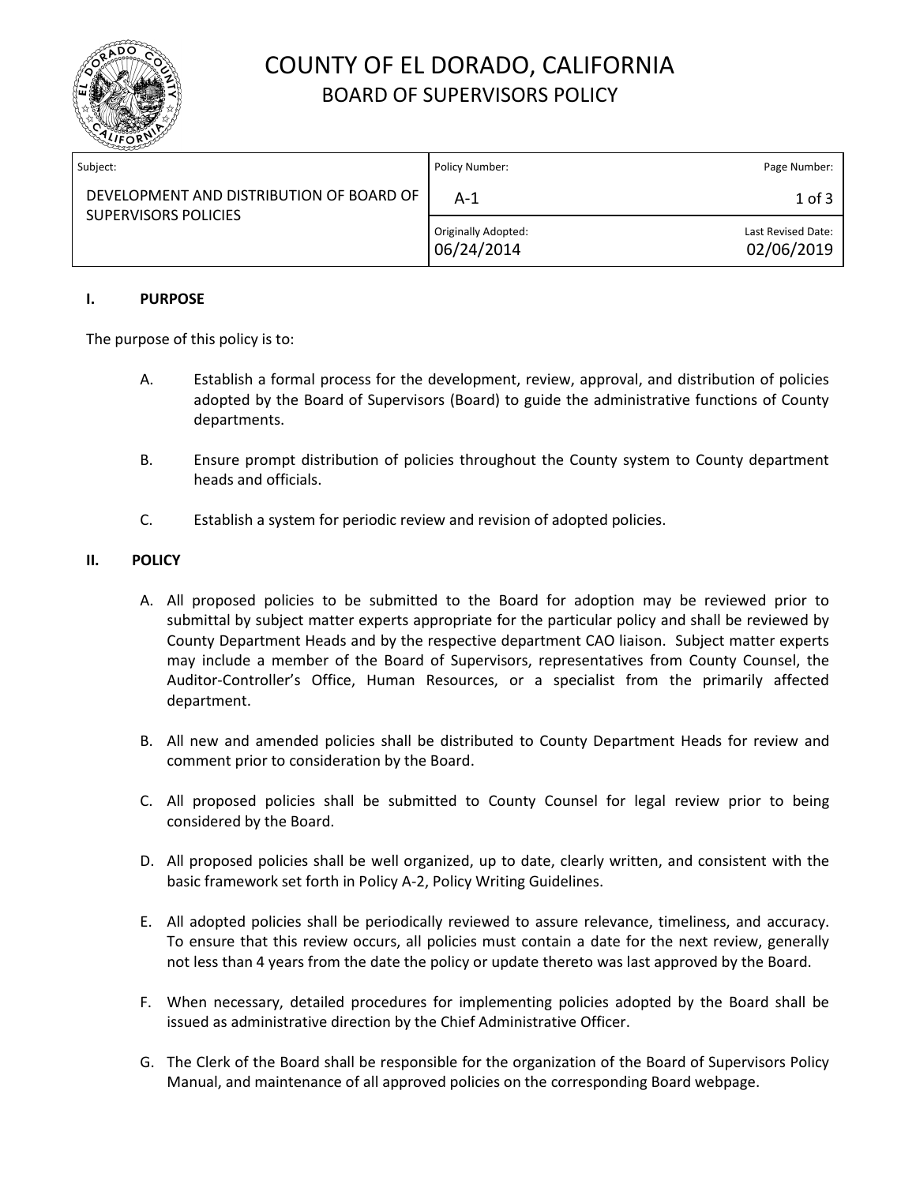# COUNTY OF EL DORADO, CALIFORNIA

## BOARD OF SUPERVISORS POLICY

| Subject: | Policy Number: | Page Number: |
|---|---|---|
| DEVELOPMENT AND DISTRIBUTION OF BOARD OF SUPERVISORS POLICIES | A-1 | 1 of 3 |
| | Originally Adopted: 06/24/2014 | Last Revised Date: 02/06/2019 |

**I. PURPOSE**

The purpose of this policy is to:

A. Establish a formal process for the development, review, approval, and distribution of policies adopted by the Board of Supervisors (Board) to guide the administrative functions of County departments.

B. Ensure prompt distribution of policies throughout the County system to County department heads and officials.

C. Establish a system for periodic review and revision of adopted policies.

**II. POLICY**

A. All proposed policies to be submitted to the Board for adoption may be reviewed prior to submittal by subject matter experts appropriate for the particular policy and shall be reviewed by County Department Heads and by the respective department CAO liaison. Subject matter experts may include a member of the Board of Supervisors, representatives from County Counsel, the Auditor-Controller's Office, Human Resources, or a specialist from the primarily affected department.

B. All new and amended policies shall be distributed to County Department Heads for review and comment prior to consideration by the Board.

C. All proposed policies shall be submitted to County Counsel for legal review prior to being considered by the Board.

D. All proposed policies shall be well organized, up to date, clearly written, and consistent with the basic framework set forth in Policy A-2, Policy Writing Guidelines.

E. All adopted policies shall be periodically reviewed to assure relevance, timeliness, and accuracy. To ensure that this review occurs, all policies must contain a date for the next review, generally not less than 4 years from the date the policy or update thereto was last approved by the Board.

F. When necessary, detailed procedures for implementing policies adopted by the Board shall be issued as administrative direction by the Chief Administrative Officer.

G. The Clerk of the Board shall be responsible for the organization of the Board of Supervisors Policy Manual, and maintenance of all approved policies on the corresponding Board webpage.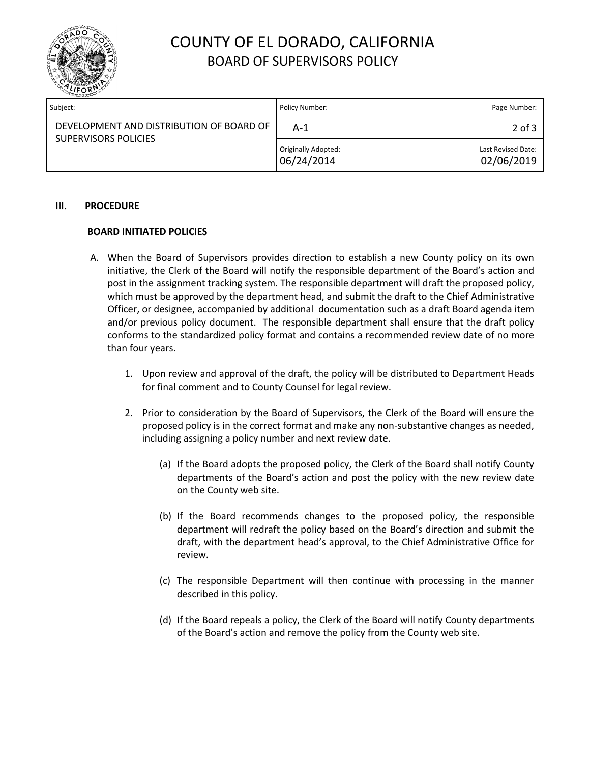### III. PROCEDURE

**BOARD INITIATED POLICIES**

A. When the Board of Supervisors provides direction to establish a new County policy on its own initiative, the Clerk of the Board will notify the responsible department of the Board's action and post in the assignment tracking system. The responsible department will draft the proposed policy, which must be approved by the department head, and submit the draft to the Chief Administrative Officer, or designee, accompanied by additional documentation such as a draft Board agenda item and/or previous policy document. The responsible department shall ensure that the draft policy conforms to the standardized policy format and contains a recommended review date of no more than four years.

   1. Upon review and approval of the draft, the policy will be distributed to Department Heads for final comment and to County Counsel for legal review.

   2. Prior to consideration by the Board of Supervisors, the Clerk of the Board will ensure the proposed policy is in the correct format and make any non-substantive changes as needed, including assigning a policy number and next review date.

      (a) If the Board adopts the proposed policy, the Clerk of the Board shall notify County departments of the Board's action and post the policy with the new review date on the County web site.

      (b) If the Board recommends changes to the proposed policy, the responsible department will redraft the policy based on the Board's direction and submit the draft, with the department head's approval, to the Chief Administrative Office for review.

      (c) The responsible Department will then continue with processing in the manner described in this policy.

      (d) If the Board repeals a policy, the Clerk of the Board will notify County departments of the Board's action and remove the policy from the County web site.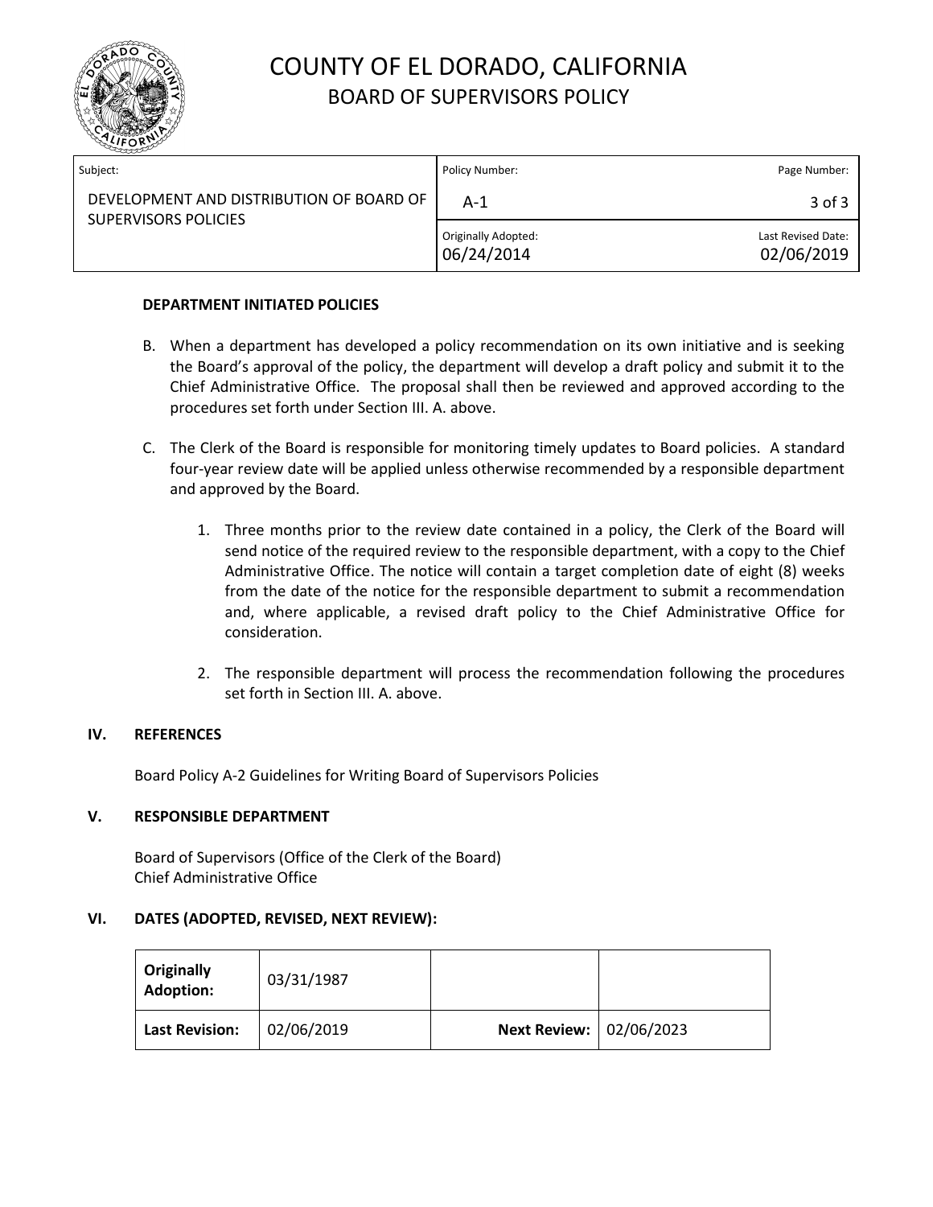**DEPARTMENT INITIATED POLICIES**

B. When a department has developed a policy recommendation on its own initiative and is seeking the Board's approval of the policy, the department will develop a draft policy and submit it to the Chief Administrative Office. The proposal shall then be reviewed and approved according to the procedures set forth under Section III. A. above.

C. The Clerk of the Board is responsible for monitoring timely updates to Board policies. A standard four-year review date will be applied unless otherwise recommended by a responsible department and approved by the Board.

   1. Three months prior to the review date contained in a policy, the Clerk of the Board will send notice of the required review to the responsible department, with a copy to the Chief Administrative Office. The notice will contain a target completion date of eight (8) weeks from the date of the notice for the responsible department to submit a recommendation and, where applicable, a revised draft policy to the Chief Administrative Office for consideration.

   2. The responsible department will process the recommendation following the procedures set forth in Section III. A. above.

## IV. REFERENCES

Board Policy A-2 Guidelines for Writing Board of Supervisors Policies

## V. RESPONSIBLE DEPARTMENT

Board of Supervisors (Office of the Clerk of the Board)
Chief Administrative Office

## VI. DATES (ADOPTED, REVISED, NEXT REVIEW):

| | | | |
|---|---|---|---|
| **Originally Adoption:** | 03/31/1987 | | |
| **Last Revision:** | 02/06/2019 | **Next Review:** | 02/06/2023 |